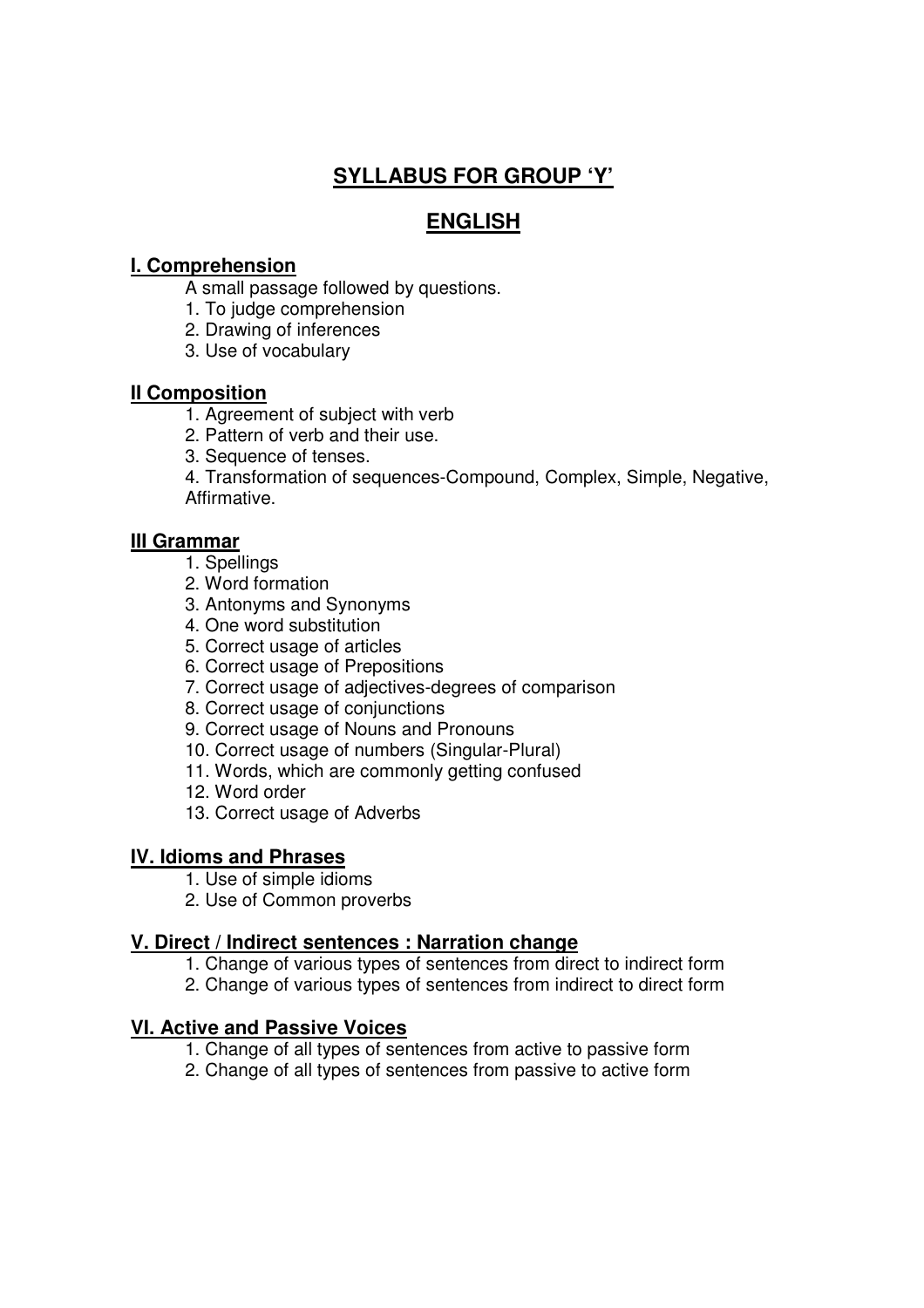# SYLLABUS FOR GROUP 'Y'

## ENGLISH

### I. Comprehension

A small passage followed by questions.

1. To judge comprehension
2. Drawing of inferences
3. Use of vocabulary

### II Composition

1. Agreement of subject with verb
2. Pattern of verb and their use.
3. Sequence of tenses.
4. Transformation of sequences-Compound, Complex, Simple, Negative, Affirmative.

### III Grammar

1. Spellings
2. Word formation
3. Antonyms and Synonyms
4. One word substitution
5. Correct usage of articles
6. Correct usage of Prepositions
7. Correct usage of adjectives-degrees of comparison
8. Correct usage of conjunctions
9. Correct usage of Nouns and Pronouns
10. Correct usage of numbers (Singular-Plural)
11. Words, which are commonly getting confused
12. Word order
13. Correct usage of Adverbs

### IV. Idioms and Phrases

1. Use of simple idioms
2. Use of Common proverbs

### V. Direct / Indirect sentences : Narration change

1. Change of various types of sentences from direct to indirect form
2. Change of various types of sentences from indirect to direct form

### VI. Active and Passive Voices

1. Change of all types of sentences from active to passive form
2. Change of all types of sentences from passive to active form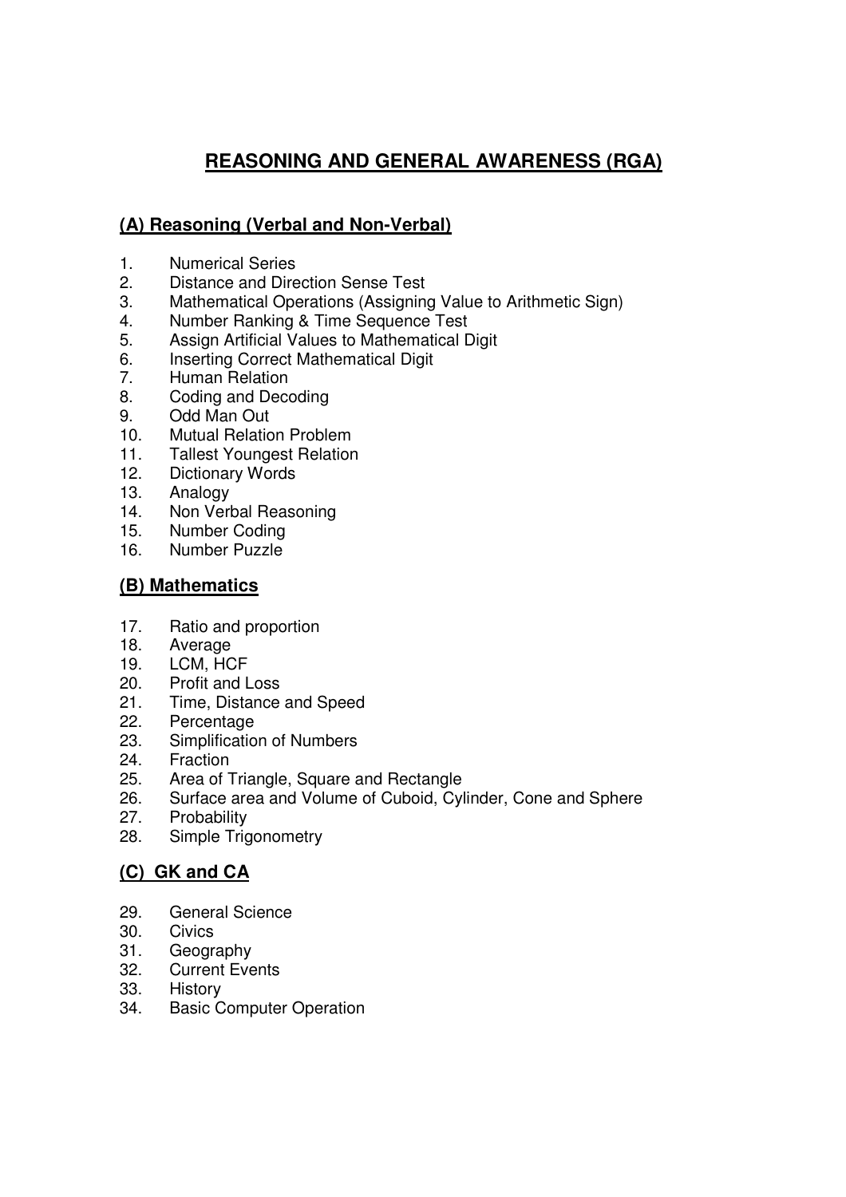# REASONING AND GENERAL AWARENESS (RGA)

## (A) Reasoning (Verbal and Non-Verbal)

1. Numerical Series
2. Distance and Direction Sense Test
3. Mathematical Operations (Assigning Value to Arithmetic Sign)
4. Number Ranking & Time Sequence Test
5. Assign Artificial Values to Mathematical Digit
6. Inserting Correct Mathematical Digit
7. Human Relation
8. Coding and Decoding
9. Odd Man Out
10. Mutual Relation Problem
11. Tallest Youngest Relation
12. Dictionary Words
13. Analogy
14. Non Verbal Reasoning
15. Number Coding
16. Number Puzzle

## (B) Mathematics

17. Ratio and proportion
18. Average
19. LCM, HCF
20. Profit and Loss
21. Time, Distance and Speed
22. Percentage
23. Simplification of Numbers
24. Fraction
25. Area of Triangle, Square and Rectangle
26. Surface area and Volume of Cuboid, Cylinder, Cone and Sphere
27. Probability
28. Simple Trigonometry

## (C) GK and CA

29. General Science
30. Civics
31. Geography
32. Current Events
33. History
34. Basic Computer Operation